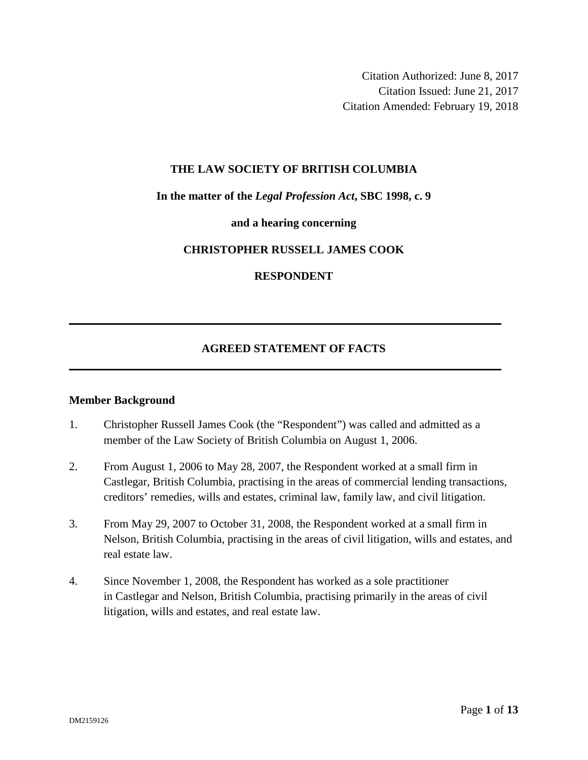Citation Authorized: June 8, 2017
Citation Issued: June 21, 2017
Citation Amended: February 19, 2018

**THE LAW SOCIETY OF BRITISH COLUMBIA**

**In the matter of the *Legal Profession Act*, SBC 1998, c. 9**

**and a hearing concerning**

**CHRISTOPHER RUSSELL JAMES COOK**

**RESPONDENT**

---

## AGREED STATEMENT OF FACTS

---

### Member Background

1. Christopher Russell James Cook (the "Respondent") was called and admitted as a member of the Law Society of British Columbia on August 1, 2006.

2. From August 1, 2006 to May 28, 2007, the Respondent worked at a small firm in Castlegar, British Columbia, practising in the areas of commercial lending transactions, creditors' remedies, wills and estates, criminal law, family law, and civil litigation.

3. From May 29, 2007 to October 31, 2008, the Respondent worked at a small firm in Nelson, British Columbia, practising in the areas of civil litigation, wills and estates, and real estate law.

4. Since November 1, 2008, the Respondent has worked as a sole practitioner in Castlegar and Nelson, British Columbia, practising primarily in the areas of civil litigation, wills and estates, and real estate law.

DM2159126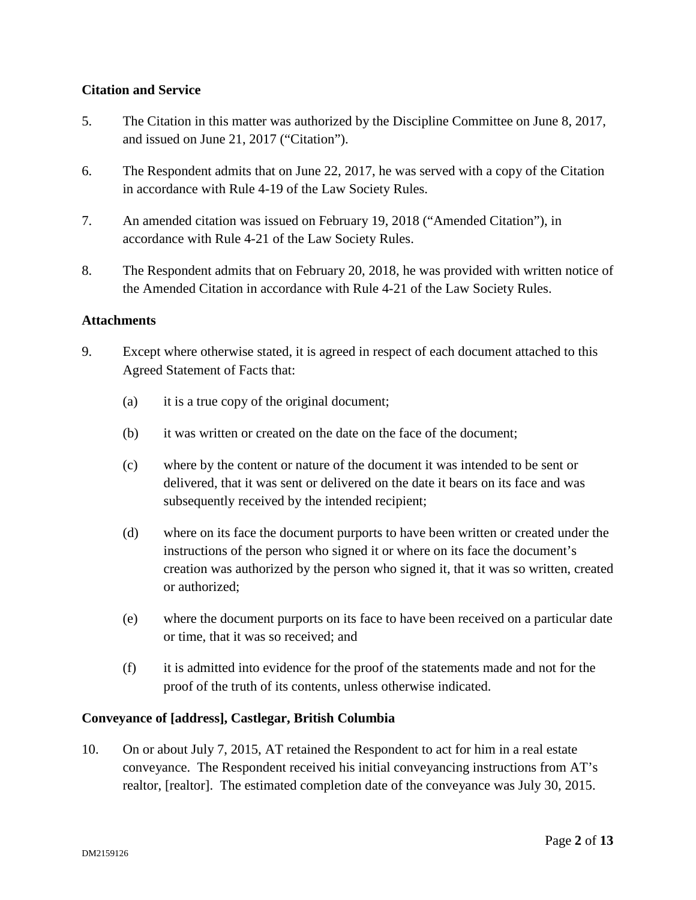### Citation and Service

5. The Citation in this matter was authorized by the Discipline Committee on June 8, 2017, and issued on June 21, 2017 ("Citation").

6. The Respondent admits that on June 22, 2017, he was served with a copy of the Citation in accordance with Rule 4-19 of the Law Society Rules.

7. An amended citation was issued on February 19, 2018 ("Amended Citation"), in accordance with Rule 4-21 of the Law Society Rules.

8. The Respondent admits that on February 20, 2018, he was provided with written notice of the Amended Citation in accordance with Rule 4-21 of the Law Society Rules.

### Attachments

9. Except where otherwise stated, it is agreed in respect of each document attached to this Agreed Statement of Facts that:

   (a) it is a true copy of the original document;

   (b) it was written or created on the date on the face of the document;

   (c) where by the content or nature of the document it was intended to be sent or delivered, that it was sent or delivered on the date it bears on its face and was subsequently received by the intended recipient;

   (d) where on its face the document purports to have been written or created under the instructions of the person who signed it or where on its face the document's creation was authorized by the person who signed it, that it was so written, created or authorized;

   (e) where the document purports on its face to have been received on a particular date or time, that it was so received; and

   (f) it is admitted into evidence for the proof of the statements made and not for the proof of the truth of its contents, unless otherwise indicated.

### Conveyance of [address], Castlegar, British Columbia

10. On or about July 7, 2015, AT retained the Respondent to act for him in a real estate conveyance. The Respondent received his initial conveyancing instructions from AT's realtor, [realtor]. The estimated completion date of the conveyance was July 30, 2015.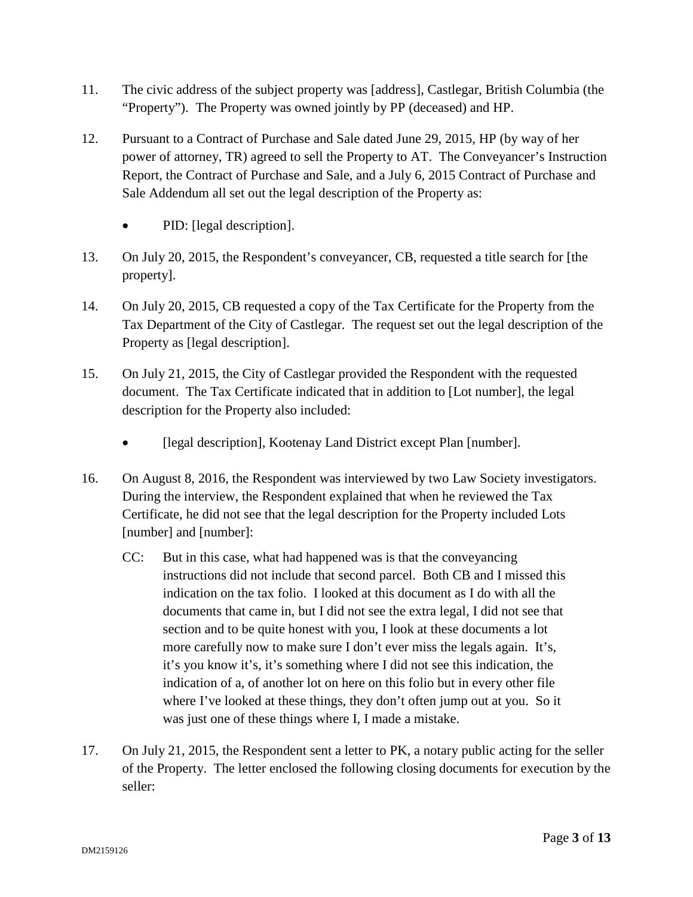11. The civic address of the subject property was [address], Castlegar, British Columbia (the "Property"). The Property was owned jointly by PP (deceased) and HP.

12. Pursuant to a Contract of Purchase and Sale dated June 29, 2015, HP (by way of her power of attorney, TR) agreed to sell the Property to AT. The Conveyancer's Instruction Report, the Contract of Purchase and Sale, and a July 6, 2015 Contract of Purchase and Sale Addendum all set out the legal description of the Property as:

    - PID: [legal description].

13. On July 20, 2015, the Respondent's conveyancer, CB, requested a title search for [the property].

14. On July 20, 2015, CB requested a copy of the Tax Certificate for the Property from the Tax Department of the City of Castlegar. The request set out the legal description of the Property as [legal description].

15. On July 21, 2015, the City of Castlegar provided the Respondent with the requested document. The Tax Certificate indicated that in addition to [Lot number], the legal description for the Property also included:

    - [legal description], Kootenay Land District except Plan [number].

16. On August 8, 2016, the Respondent was interviewed by two Law Society investigators. During the interview, the Respondent explained that when he reviewed the Tax Certificate, he did not see that the legal description for the Property included Lots [number] and [number]:

    CC: But in this case, what had happened was is that the conveyancing instructions did not include that second parcel. Both CB and I missed this indication on the tax folio. I looked at this document as I do with all the documents that came in, but I did not see the extra legal, I did not see that section and to be quite honest with you, I look at these documents a lot more carefully now to make sure I don't ever miss the legals again. It's, it's you know it's, it's something where I did not see this indication, the indication of a, of another lot on here on this folio but in every other file where I've looked at these things, they don't often jump out at you. So it was just one of these things where I, I made a mistake.

17. On July 21, 2015, the Respondent sent a letter to PK, a notary public acting for the seller of the Property. The letter enclosed the following closing documents for execution by the seller: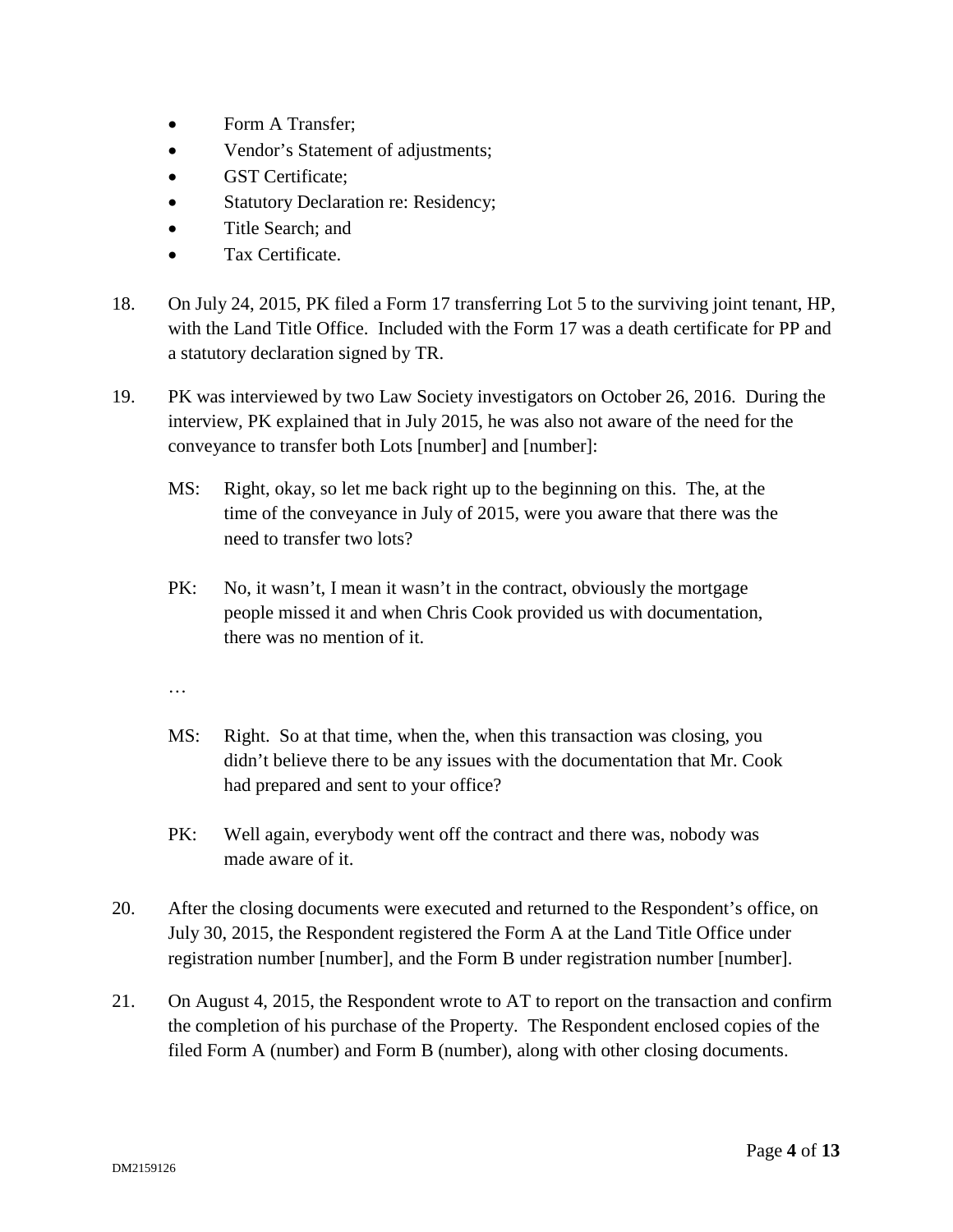- Form A Transfer;
- Vendor's Statement of adjustments;
- GST Certificate;
- Statutory Declaration re: Residency;
- Title Search; and
- Tax Certificate.

18. On July 24, 2015, PK filed a Form 17 transferring Lot 5 to the surviving joint tenant, HP, with the Land Title Office. Included with the Form 17 was a death certificate for PP and a statutory declaration signed by TR.

19. PK was interviewed by two Law Society investigators on October 26, 2016. During the interview, PK explained that in July 2015, he was also not aware of the need for the conveyance to transfer both Lots [number] and [number]:

    MS: Right, okay, so let me back right up to the beginning on this. The, at the time of the conveyance in July of 2015, were you aware that there was the need to transfer two lots?

    PK: No, it wasn't, I mean it wasn't in the contract, obviously the mortgage people missed it and when Chris Cook provided us with documentation, there was no mention of it.

    …

    MS: Right. So at that time, when the, when this transaction was closing, you didn't believe there to be any issues with the documentation that Mr. Cook had prepared and sent to your office?

    PK: Well again, everybody went off the contract and there was, nobody was made aware of it.

20. After the closing documents were executed and returned to the Respondent's office, on July 30, 2015, the Respondent registered the Form A at the Land Title Office under registration number [number], and the Form B under registration number [number].

21. On August 4, 2015, the Respondent wrote to AT to report on the transaction and confirm the completion of his purchase of the Property. The Respondent enclosed copies of the filed Form A (number) and Form B (number), along with other closing documents.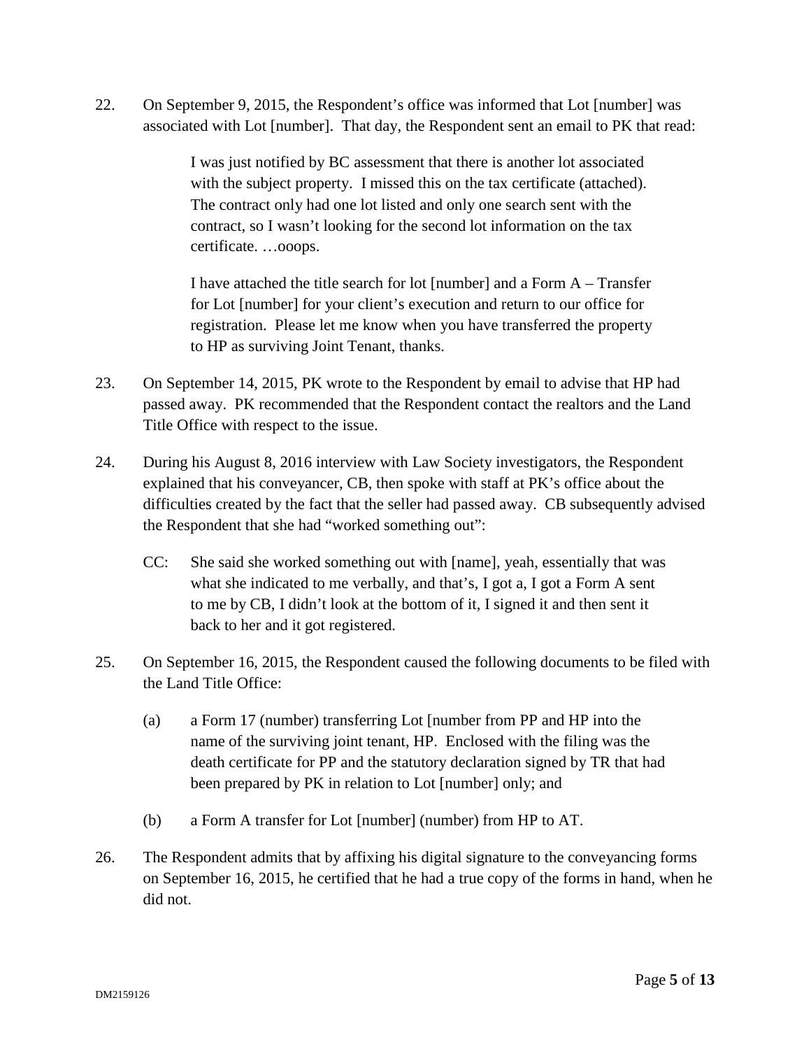22. On September 9, 2015, the Respondent's office was informed that Lot [number] was associated with Lot [number]. That day, the Respondent sent an email to PK that read:

> I was just notified by BC assessment that there is another lot associated with the subject property. I missed this on the tax certificate (attached). The contract only had one lot listed and only one search sent with the contract, so I wasn't looking for the second lot information on the tax certificate. …ooops.
>
> I have attached the title search for lot [number] and a Form A – Transfer for Lot [number] for your client's execution and return to our office for registration. Please let me know when you have transferred the property to HP as surviving Joint Tenant, thanks.

23. On September 14, 2015, PK wrote to the Respondent by email to advise that HP had passed away. PK recommended that the Respondent contact the realtors and the Land Title Office with respect to the issue.

24. During his August 8, 2016 interview with Law Society investigators, the Respondent explained that his conveyancer, CB, then spoke with staff at PK's office about the difficulties created by the fact that the seller had passed away. CB subsequently advised the Respondent that she had "worked something out":

> CC: She said she worked something out with [name], yeah, essentially that was what she indicated to me verbally, and that's, I got a, I got a Form A sent to me by CB, I didn't look at the bottom of it, I signed it and then sent it back to her and it got registered.

25. On September 16, 2015, the Respondent caused the following documents to be filed with the Land Title Office:

    (a) a Form 17 (number) transferring Lot [number from PP and HP into the name of the surviving joint tenant, HP. Enclosed with the filing was the death certificate for PP and the statutory declaration signed by TR that had been prepared by PK in relation to Lot [number] only; and

    (b) a Form A transfer for Lot [number] (number) from HP to AT.

26. The Respondent admits that by affixing his digital signature to the conveyancing forms on September 16, 2015, he certified that he had a true copy of the forms in hand, when he did not.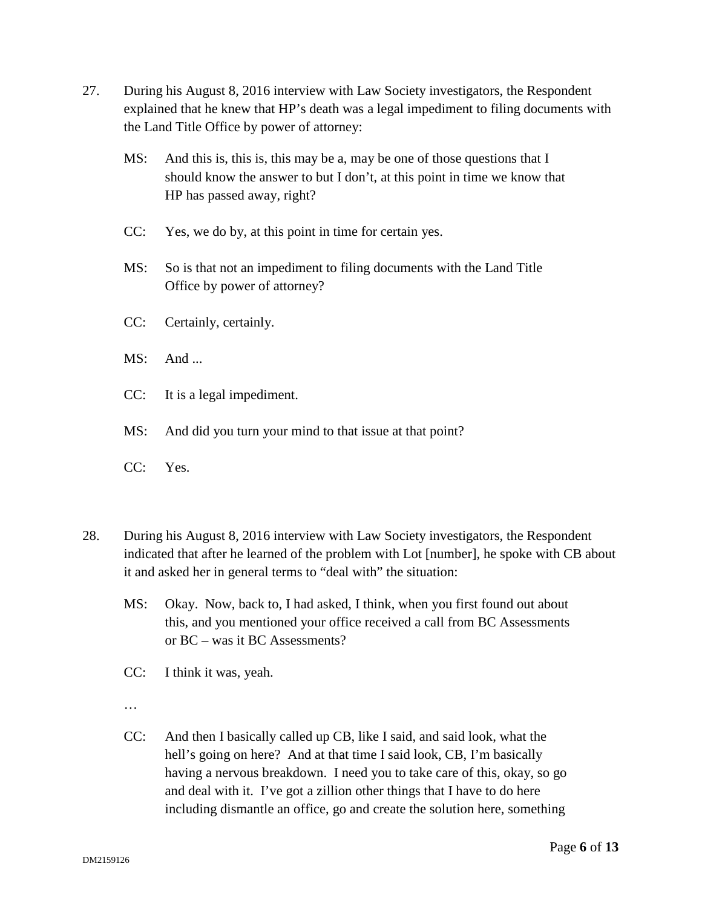27. During his August 8, 2016 interview with Law Society investigators, the Respondent explained that he knew that HP's death was a legal impediment to filing documents with the Land Title Office by power of attorney:

    MS: And this is, this is, this may be a, may be one of those questions that I should know the answer to but I don't, at this point in time we know that HP has passed away, right?

    CC: Yes, we do by, at this point in time for certain yes.

    MS: So is that not an impediment to filing documents with the Land Title Office by power of attorney?

    CC: Certainly, certainly.

    MS: And ...

    CC: It is a legal impediment.

    MS: And did you turn your mind to that issue at that point?

    CC: Yes.

28. During his August 8, 2016 interview with Law Society investigators, the Respondent indicated that after he learned of the problem with Lot [number], he spoke with CB about it and asked her in general terms to "deal with" the situation:

    MS: Okay. Now, back to, I had asked, I think, when you first found out about this, and you mentioned your office received a call from BC Assessments or BC – was it BC Assessments?

    CC: I think it was, yeah.

    …

    CC: And then I basically called up CB, like I said, and said look, what the hell's going on here? And at that time I said look, CB, I'm basically having a nervous breakdown. I need you to take care of this, okay, so go and deal with it. I've got a zillion other things that I have to do here including dismantle an office, go and create the solution here, something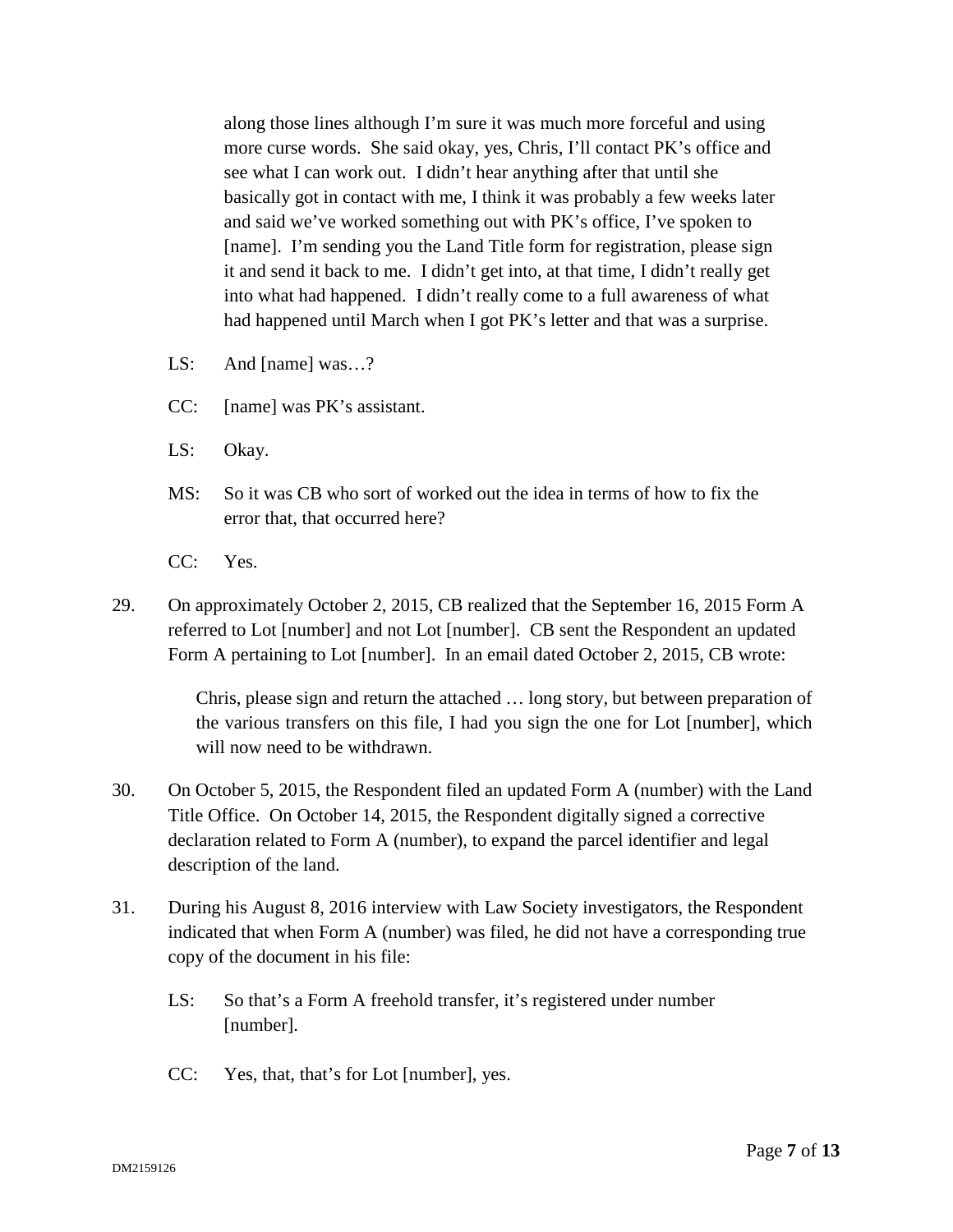along those lines although I'm sure it was much more forceful and using more curse words. She said okay, yes, Chris, I'll contact PK's office and see what I can work out. I didn't hear anything after that until she basically got in contact with me, I think it was probably a few weeks later and said we've worked something out with PK's office, I've spoken to [name]. I'm sending you the Land Title form for registration, please sign it and send it back to me. I didn't get into, at that time, I didn't really get into what had happened. I didn't really come to a full awareness of what had happened until March when I got PK's letter and that was a surprise.

LS: And [name] was…?

CC: [name] was PK's assistant.

LS: Okay.

MS: So it was CB who sort of worked out the idea in terms of how to fix the error that, that occurred here?

CC: Yes.

29. On approximately October 2, 2015, CB realized that the September 16, 2015 Form A referred to Lot [number] and not Lot [number]. CB sent the Respondent an updated Form A pertaining to Lot [number]. In an email dated October 2, 2015, CB wrote:

> Chris, please sign and return the attached … long story, but between preparation of the various transfers on this file, I had you sign the one for Lot [number], which will now need to be withdrawn.

30. On October 5, 2015, the Respondent filed an updated Form A (number) with the Land Title Office. On October 14, 2015, the Respondent digitally signed a corrective declaration related to Form A (number), to expand the parcel identifier and legal description of the land.

31. During his August 8, 2016 interview with Law Society investigators, the Respondent indicated that when Form A (number) was filed, he did not have a corresponding true copy of the document in his file:

LS: So that's a Form A freehold transfer, it's registered under number [number].

CC: Yes, that, that's for Lot [number], yes.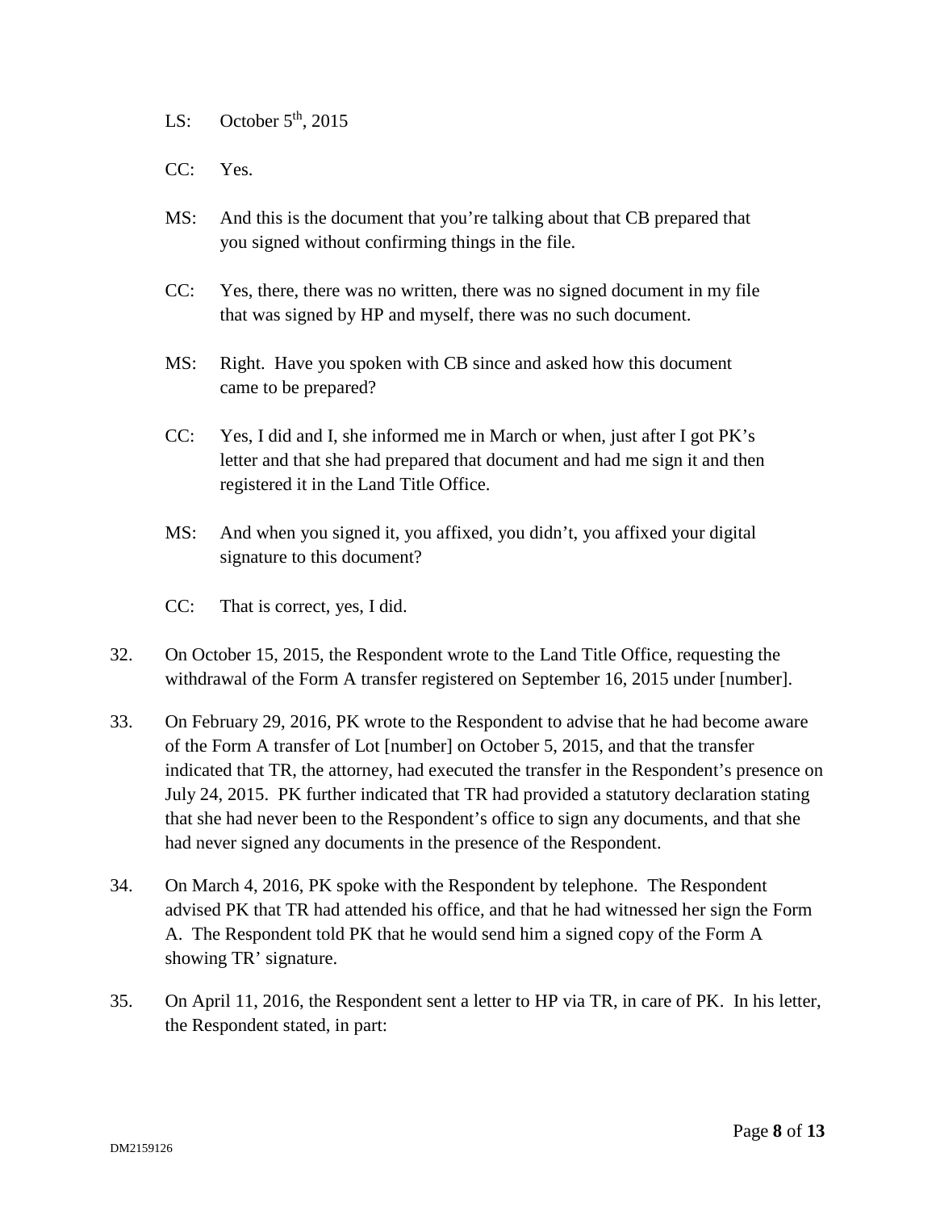LS: October 5th, 2015

CC: Yes.

MS: And this is the document that you're talking about that CB prepared that you signed without confirming things in the file.

CC: Yes, there, there was no written, there was no signed document in my file that was signed by HP and myself, there was no such document.

MS: Right. Have you spoken with CB since and asked how this document came to be prepared?

CC: Yes, I did and I, she informed me in March or when, just after I got PK's letter and that she had prepared that document and had me sign it and then registered it in the Land Title Office.

MS: And when you signed it, you affixed, you didn't, you affixed your digital signature to this document?

CC: That is correct, yes, I did.

32. On October 15, 2015, the Respondent wrote to the Land Title Office, requesting the withdrawal of the Form A transfer registered on September 16, 2015 under [number].

33. On February 29, 2016, PK wrote to the Respondent to advise that he had become aware of the Form A transfer of Lot [number] on October 5, 2015, and that the transfer indicated that TR, the attorney, had executed the transfer in the Respondent's presence on July 24, 2015. PK further indicated that TR had provided a statutory declaration stating that she had never been to the Respondent's office to sign any documents, and that she had never signed any documents in the presence of the Respondent.

34. On March 4, 2016, PK spoke with the Respondent by telephone. The Respondent advised PK that TR had attended his office, and that he had witnessed her sign the Form A. The Respondent told PK that he would send him a signed copy of the Form A showing TR' signature.

35. On April 11, 2016, the Respondent sent a letter to HP via TR, in care of PK. In his letter, the Respondent stated, in part: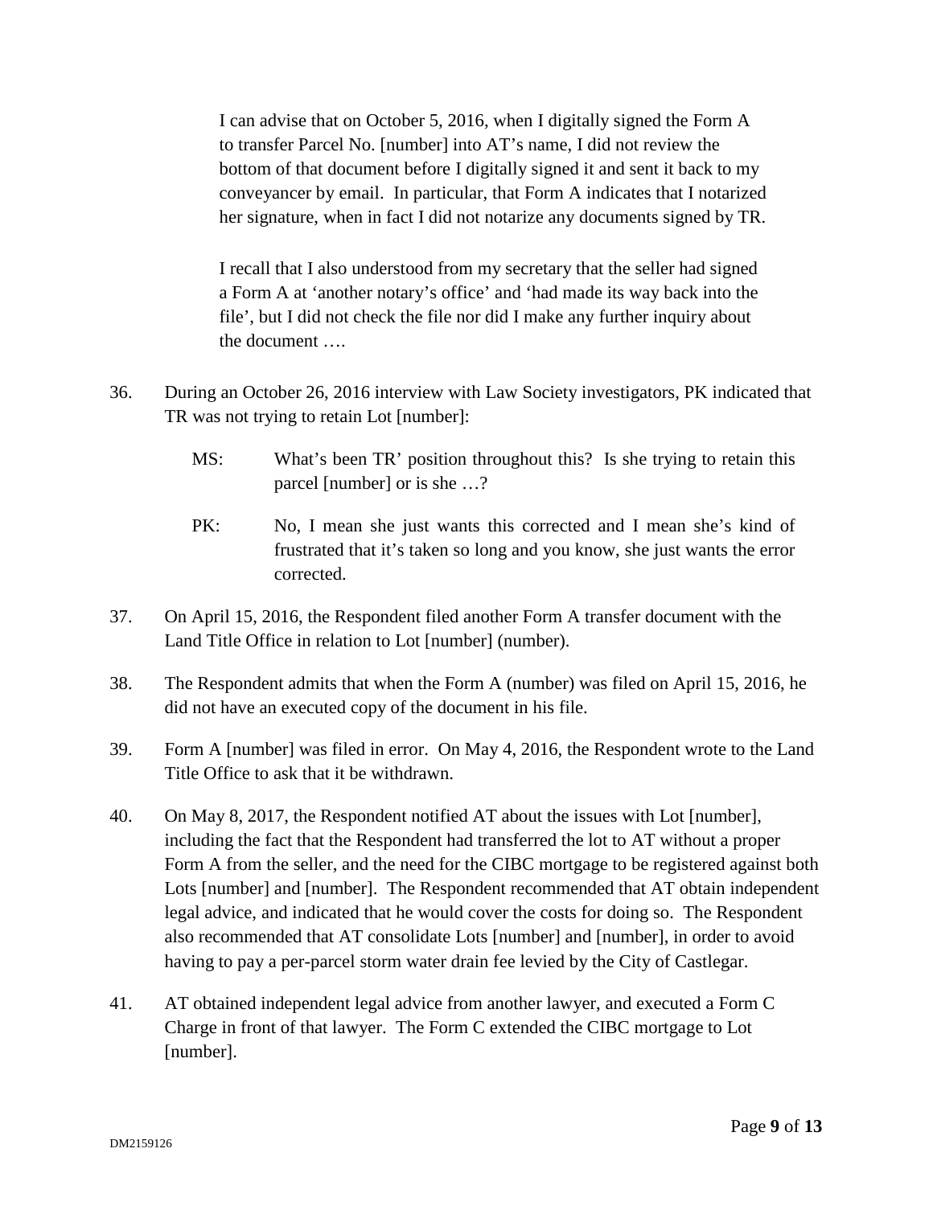> I can advise that on October 5, 2016, when I digitally signed the Form A to transfer Parcel No. [number] into AT's name, I did not review the bottom of that document before I digitally signed it and sent it back to my conveyancer by email. In particular, that Form A indicates that I notarized her signature, when in fact I did not notarize any documents signed by TR.
>
> I recall that I also understood from my secretary that the seller had signed a Form A at 'another notary's office' and 'had made its way back into the file', but I did not check the file nor did I make any further inquiry about the document ….

36. During an October 26, 2016 interview with Law Society investigators, PK indicated that TR was not trying to retain Lot [number]:

    MS: What's been TR' position throughout this? Is she trying to retain this parcel [number] or is she …?

    PK: No, I mean she just wants this corrected and I mean she's kind of frustrated that it's taken so long and you know, she just wants the error corrected.

37. On April 15, 2016, the Respondent filed another Form A transfer document with the Land Title Office in relation to Lot [number] (number).

38. The Respondent admits that when the Form A (number) was filed on April 15, 2016, he did not have an executed copy of the document in his file.

39. Form A [number] was filed in error. On May 4, 2016, the Respondent wrote to the Land Title Office to ask that it be withdrawn.

40. On May 8, 2017, the Respondent notified AT about the issues with Lot [number], including the fact that the Respondent had transferred the lot to AT without a proper Form A from the seller, and the need for the CIBC mortgage to be registered against both Lots [number] and [number]. The Respondent recommended that AT obtain independent legal advice, and indicated that he would cover the costs for doing so. The Respondent also recommended that AT consolidate Lots [number] and [number], in order to avoid having to pay a per-parcel storm water drain fee levied by the City of Castlegar.

41. AT obtained independent legal advice from another lawyer, and executed a Form C Charge in front of that lawyer. The Form C extended the CIBC mortgage to Lot [number].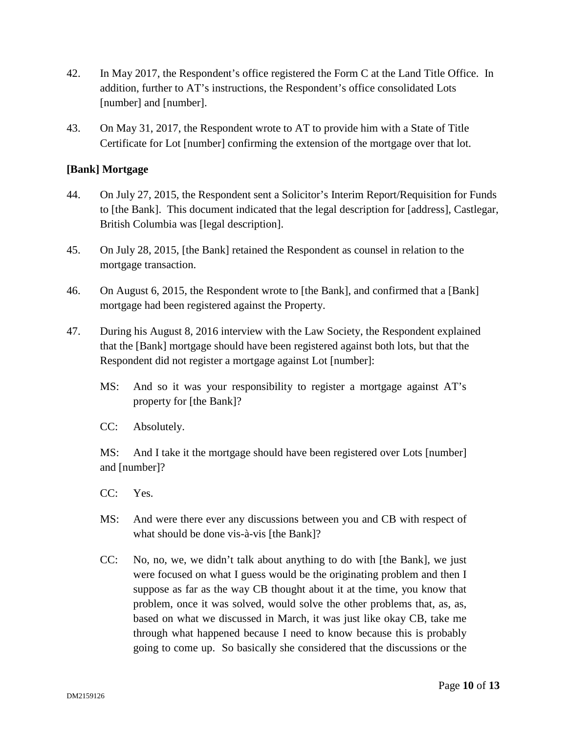42. In May 2017, the Respondent's office registered the Form C at the Land Title Office. In addition, further to AT's instructions, the Respondent's office consolidated Lots [number] and [number].

43. On May 31, 2017, the Respondent wrote to AT to provide him with a State of Title Certificate for Lot [number] confirming the extension of the mortgage over that lot.

**[Bank] Mortgage**

44. On July 27, 2015, the Respondent sent a Solicitor's Interim Report/Requisition for Funds to [the Bank]. This document indicated that the legal description for [address], Castlegar, British Columbia was [legal description].

45. On July 28, 2015, [the Bank] retained the Respondent as counsel in relation to the mortgage transaction.

46. On August 6, 2015, the Respondent wrote to [the Bank], and confirmed that a [Bank] mortgage had been registered against the Property.

47. During his August 8, 2016 interview with the Law Society, the Respondent explained that the [Bank] mortgage should have been registered against both lots, but that the Respondent did not register a mortgage against Lot [number]:

    MS: And so it was your responsibility to register a mortgage against AT's property for [the Bank]?

    CC: Absolutely.

    MS: And I take it the mortgage should have been registered over Lots [number] and [number]?

    CC: Yes.

    MS: And were there ever any discussions between you and CB with respect of what should be done vis-à-vis [the Bank]?

    CC: No, no, we, we didn't talk about anything to do with [the Bank], we just were focused on what I guess would be the originating problem and then I suppose as far as the way CB thought about it at the time, you know that problem, once it was solved, would solve the other problems that, as, as, based on what we discussed in March, it was just like okay CB, take me through what happened because I need to know because this is probably going to come up. So basically she considered that the discussions or the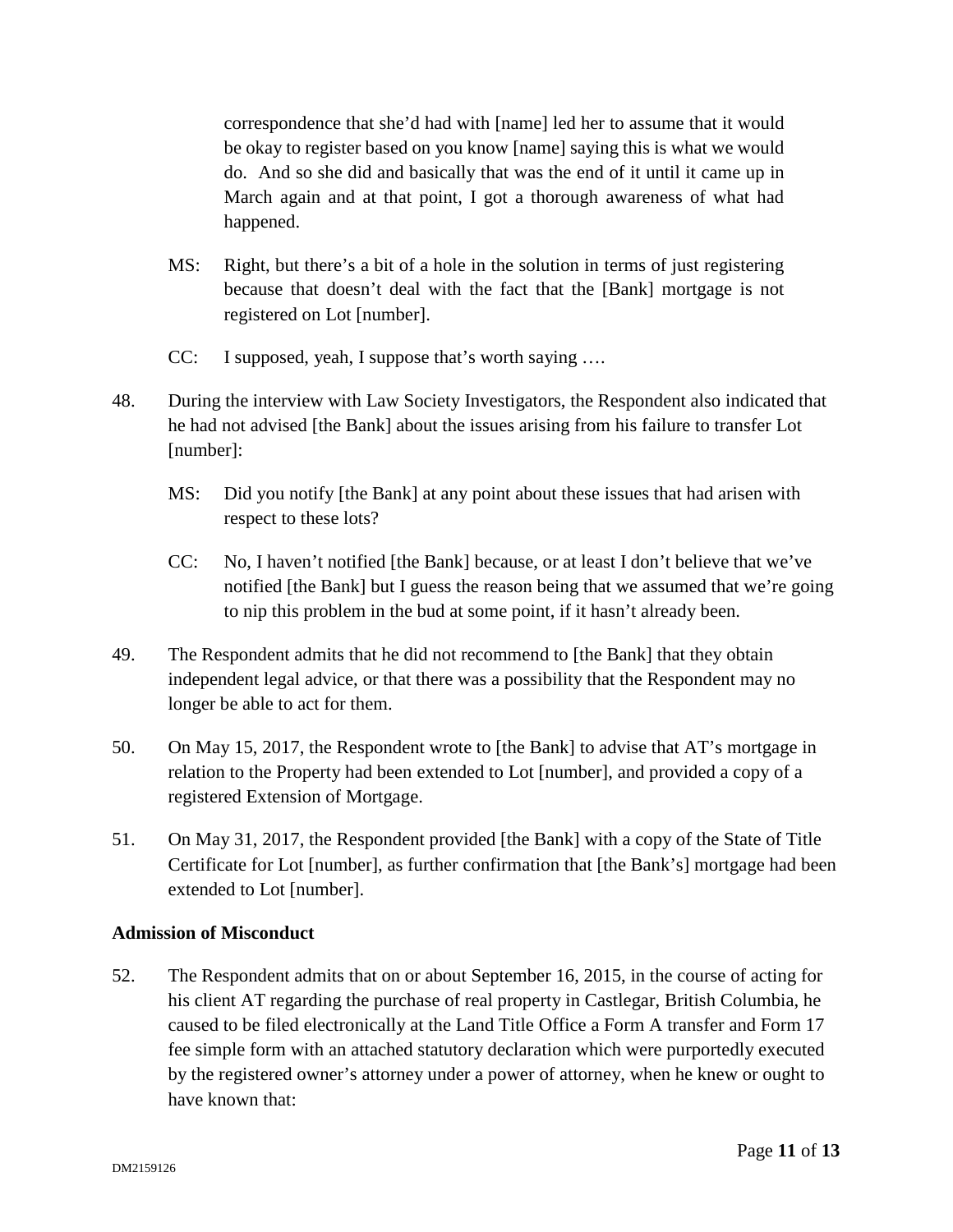correspondence that she'd had with [name] led her to assume that it would be okay to register based on you know [name] saying this is what we would do. And so she did and basically that was the end of it until it came up in March again and at that point, I got a thorough awareness of what had happened.

MS: Right, but there's a bit of a hole in the solution in terms of just registering because that doesn't deal with the fact that the [Bank] mortgage is not registered on Lot [number].

CC: I supposed, yeah, I suppose that's worth saying ….

48. During the interview with Law Society Investigators, the Respondent also indicated that he had not advised [the Bank] about the issues arising from his failure to transfer Lot [number]:

MS: Did you notify [the Bank] at any point about these issues that had arisen with respect to these lots?

CC: No, I haven't notified [the Bank] because, or at least I don't believe that we've notified [the Bank] but I guess the reason being that we assumed that we're going to nip this problem in the bud at some point, if it hasn't already been.

49. The Respondent admits that he did not recommend to [the Bank] that they obtain independent legal advice, or that there was a possibility that the Respondent may no longer be able to act for them.

50. On May 15, 2017, the Respondent wrote to [the Bank] to advise that AT's mortgage in relation to the Property had been extended to Lot [number], and provided a copy of a registered Extension of Mortgage.

51. On May 31, 2017, the Respondent provided [the Bank] with a copy of the State of Title Certificate for Lot [number], as further confirmation that [the Bank's] mortgage had been extended to Lot [number].

**Admission of Misconduct**

52. The Respondent admits that on or about September 16, 2015, in the course of acting for his client AT regarding the purchase of real property in Castlegar, British Columbia, he caused to be filed electronically at the Land Title Office a Form A transfer and Form 17 fee simple form with an attached statutory declaration which were purportedly executed by the registered owner's attorney under a power of attorney, when he knew or ought to have known that: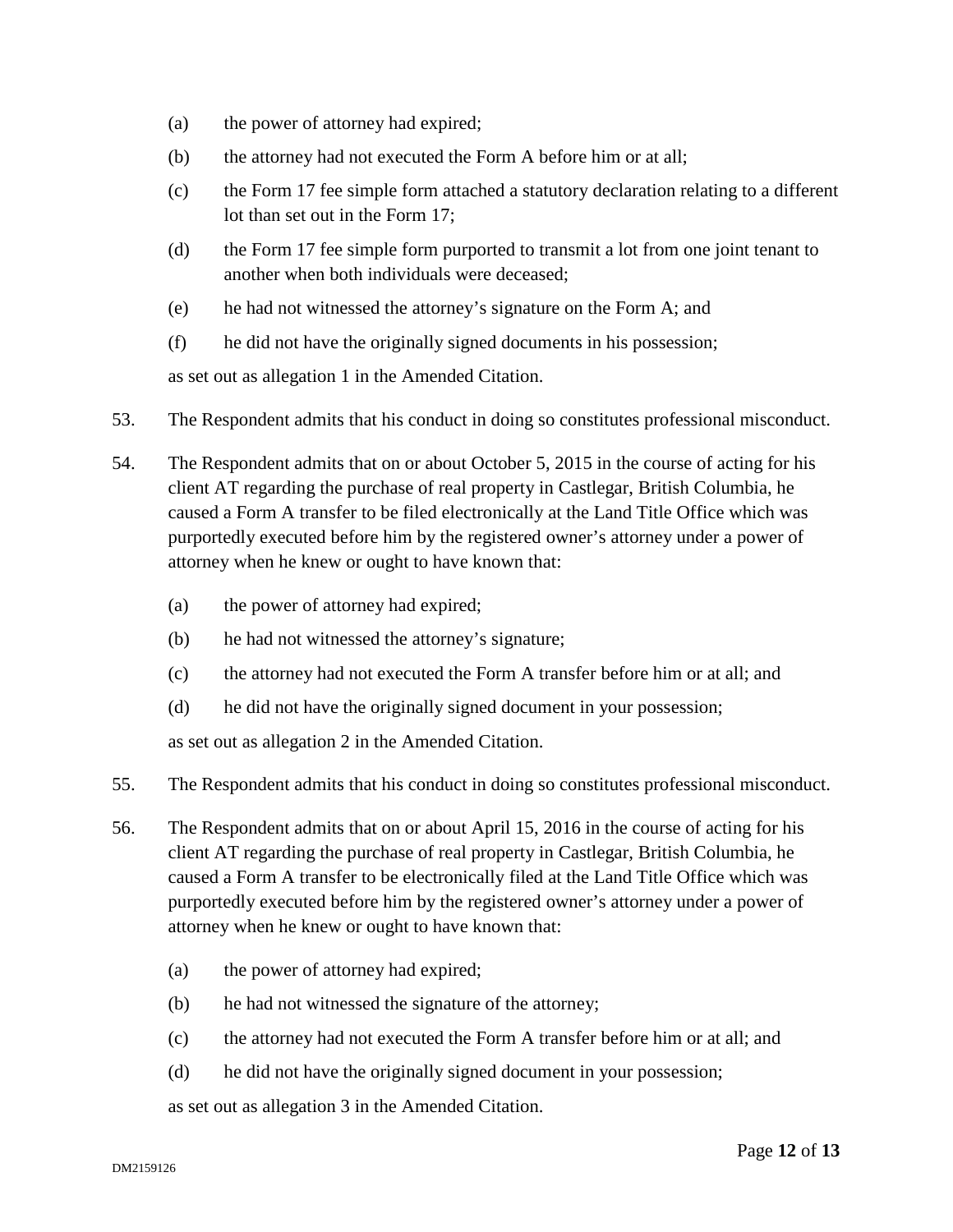(a) the power of attorney had expired;

(b) the attorney had not executed the Form A before him or at all;

(c) the Form 17 fee simple form attached a statutory declaration relating to a different lot than set out in the Form 17;

(d) the Form 17 fee simple form purported to transmit a lot from one joint tenant to another when both individuals were deceased;

(e) he had not witnessed the attorney's signature on the Form A; and

(f) he did not have the originally signed documents in his possession;

as set out as allegation 1 in the Amended Citation.

53. The Respondent admits that his conduct in doing so constitutes professional misconduct.

54. The Respondent admits that on or about October 5, 2015 in the course of acting for his client AT regarding the purchase of real property in Castlegar, British Columbia, he caused a Form A transfer to be filed electronically at the Land Title Office which was purportedly executed before him by the registered owner's attorney under a power of attorney when he knew or ought to have known that:

(a) the power of attorney had expired;

(b) he had not witnessed the attorney's signature;

(c) the attorney had not executed the Form A transfer before him or at all; and

(d) he did not have the originally signed document in your possession;

as set out as allegation 2 in the Amended Citation.

55. The Respondent admits that his conduct in doing so constitutes professional misconduct.

56. The Respondent admits that on or about April 15, 2016 in the course of acting for his client AT regarding the purchase of real property in Castlegar, British Columbia, he caused a Form A transfer to be electronically filed at the Land Title Office which was purportedly executed before him by the registered owner's attorney under a power of attorney when he knew or ought to have known that:

(a) the power of attorney had expired;

(b) he had not witnessed the signature of the attorney;

(c) the attorney had not executed the Form A transfer before him or at all; and

(d) he did not have the originally signed document in your possession;

as set out as allegation 3 in the Amended Citation.

DM2159126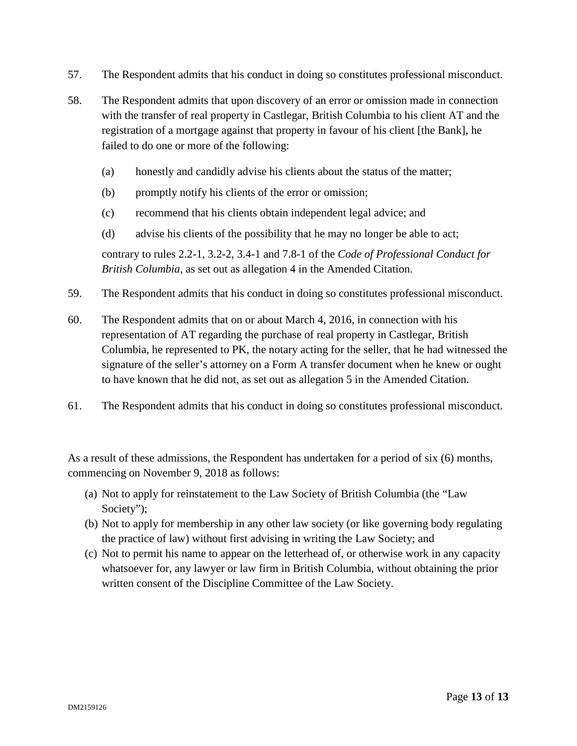57. The Respondent admits that his conduct in doing so constitutes professional misconduct.

58. The Respondent admits that upon discovery of an error or omission made in connection with the transfer of real property in Castlegar, British Columbia to his client AT and the registration of a mortgage against that property in favour of his client [the Bank], he failed to do one or more of the following:

    (a) honestly and candidly advise his clients about the status of the matter;

    (b) promptly notify his clients of the error or omission;

    (c) recommend that his clients obtain independent legal advice; and

    (d) advise his clients of the possibility that he may no longer be able to act;

    contrary to rules 2.2-1, 3.2-2, 3.4-1 and 7.8-1 of the *Code of Professional Conduct for British Columbia*, as set out as allegation 4 in the Amended Citation.

59. The Respondent admits that his conduct in doing so constitutes professional misconduct.

60. The Respondent admits that on or about March 4, 2016, in connection with his representation of AT regarding the purchase of real property in Castlegar, British Columbia, he represented to PK, the notary acting for the seller, that he had witnessed the signature of the seller's attorney on a Form A transfer document when he knew or ought to have known that he did not, as set out as allegation 5 in the Amended Citation.

61. The Respondent admits that his conduct in doing so constitutes professional misconduct.

As a result of these admissions, the Respondent has undertaken for a period of six (6) months, commencing on November 9, 2018 as follows:

(a) Not to apply for reinstatement to the Law Society of British Columbia (the "Law Society");
(b) Not to apply for membership in any other law society (or like governing body regulating the practice of law) without first advising in writing the Law Society; and
(c) Not to permit his name to appear on the letterhead of, or otherwise work in any capacity whatsoever for, any lawyer or law firm in British Columbia, without obtaining the prior written consent of the Discipline Committee of the Law Society.

DM2159126